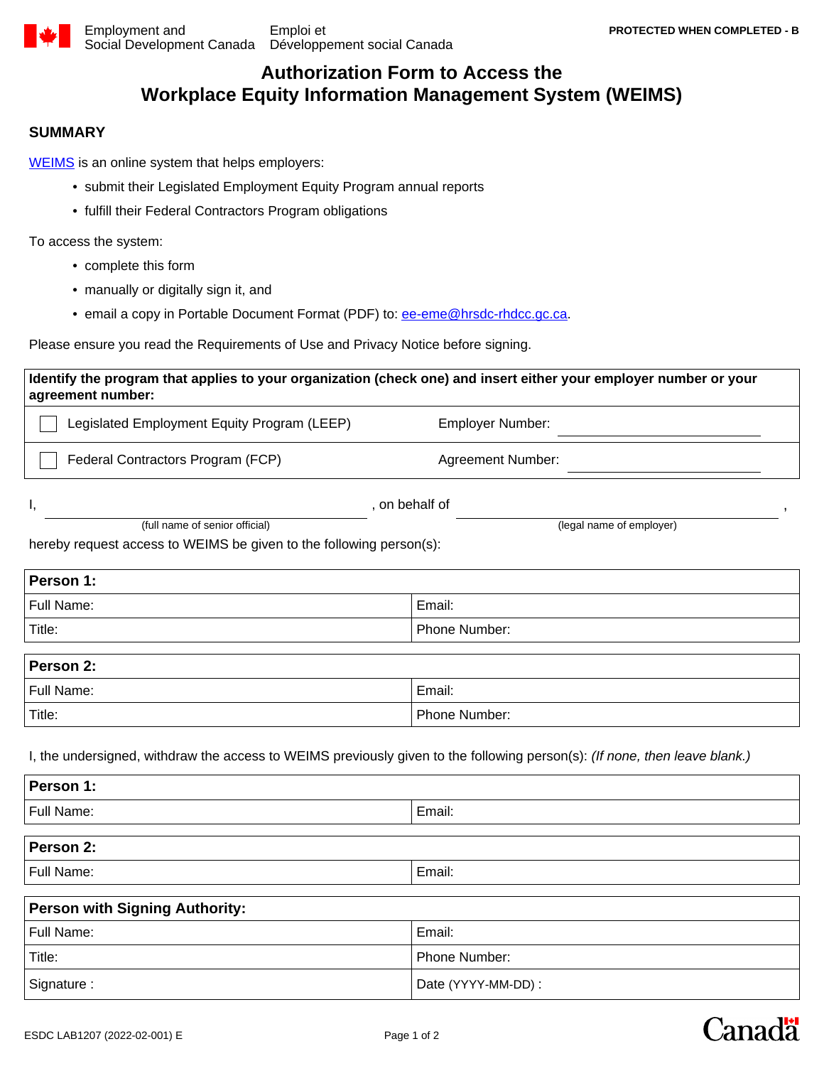Employment and Social Development Canada / Emploi et Développement social Canada

PROTECTED WHEN COMPLETED - B

# Authorization Form to Access the Workplace Equity Information Management System (WEIMS)

## SUMMARY

WEIMS is an online system that helps employers:

- submit their Legislated Employment Equity Program annual reports
- fulfill their Federal Contractors Program obligations

To access the system:

- complete this form
- manually or digitally sign it, and
- email a copy in Portable Document Format (PDF) to: ee-eme@hrsdc-rhdcc.gc.ca.

Please ensure you read the Requirements of Use and Privacy Notice before signing.

| **Identify the program that applies to your organization (check one) and insert either your employer number or your agreement number:** | |
|---|---|
| ☐ Legislated Employment Equity Program (LEEP) | Employer Number: ______________ |
| ☐ Federal Contractors Program (FCP) | Agreement Number: ______________ |

I, ______________________________ (full name of senior official), on behalf of ______________________________ (legal name of employer), hereby request access to WEIMS be given to the following person(s):

| **Person 1:** | |
|---|---|
| Full Name: | Email: |
| Title: | Phone Number: |

| **Person 2:** | |
|---|---|
| Full Name: | Email: |
| Title: | Phone Number: |

I, the undersigned, withdraw the access to WEIMS previously given to the following person(s): *(If none, then leave blank.)*

| **Person 1:** | |
|---|---|
| Full Name: | Email: |

| **Person 2:** | |
|---|---|
| Full Name: | Email: |

| **Person with Signing Authority:** | |
|---|---|
| Full Name: | Email: |
| Title: | Phone Number: |
| Signature : | Date (YYYY-MM-DD) : |

ESDC LAB1207 (2022-02-001) E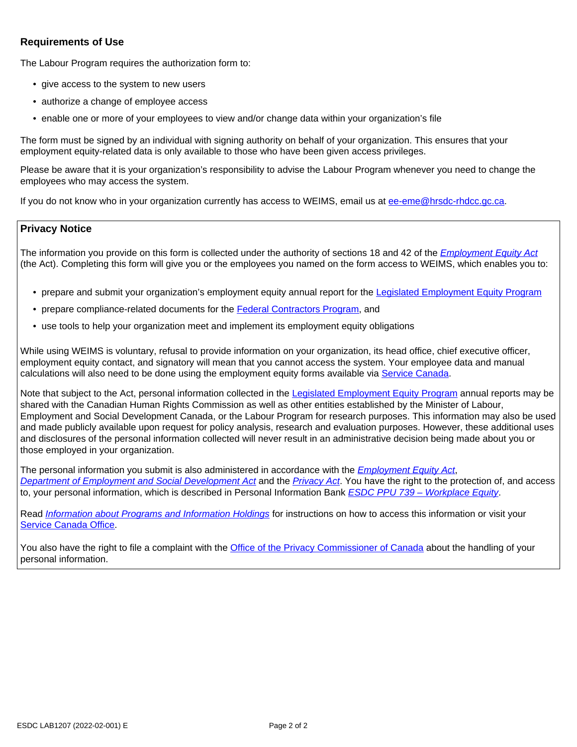## Requirements of Use

The Labour Program requires the authorization form to:

- give access to the system to new users
- authorize a change of employee access
- enable one or more of your employees to view and/or change data within your organization's file

The form must be signed by an individual with signing authority on behalf of your organization. This ensures that your employment equity-related data is only available to those who have been given access privileges.

Please be aware that it is your organization's responsibility to advise the Labour Program whenever you need to change the employees who may access the system.

If you do not know who in your organization currently has access to WEIMS, email us at ee-eme@hrsdc-rhdcc.gc.ca.

## Privacy Notice

The information you provide on this form is collected under the authority of sections 18 and 42 of the *Employment Equity Act* (the Act). Completing this form will give you or the employees you named on the form access to WEIMS, which enables you to:

- prepare and submit your organization's employment equity annual report for the Legislated Employment Equity Program
- prepare compliance-related documents for the Federal Contractors Program, and
- use tools to help your organization meet and implement its employment equity obligations

While using WEIMS is voluntary, refusal to provide information on your organization, its head office, chief executive officer, employment equity contact, and signatory will mean that you cannot access the system. Your employee data and manual calculations will also need to be done using the employment equity forms available via Service Canada.

Note that subject to the Act, personal information collected in the Legislated Employment Equity Program annual reports may be shared with the Canadian Human Rights Commission as well as other entities established by the Minister of Labour, Employment and Social Development Canada, or the Labour Program for research purposes. This information may also be used and made publicly available upon request for policy analysis, research and evaluation purposes. However, these additional uses and disclosures of the personal information collected will never result in an administrative decision being made about you or those employed in your organization.

The personal information you submit is also administered in accordance with the *Employment Equity Act*, *Department of Employment and Social Development Act* and the *Privacy Act*. You have the right to the protection of, and access to, your personal information, which is described in Personal Information Bank *ESDC PPU 739 – Workplace Equity*.

Read *Information about Programs and Information Holdings* for instructions on how to access this information or visit your Service Canada Office.

You also have the right to file a complaint with the Office of the Privacy Commissioner of Canada about the handling of your personal information.

ESDC LAB1207 (2022-02-001) E